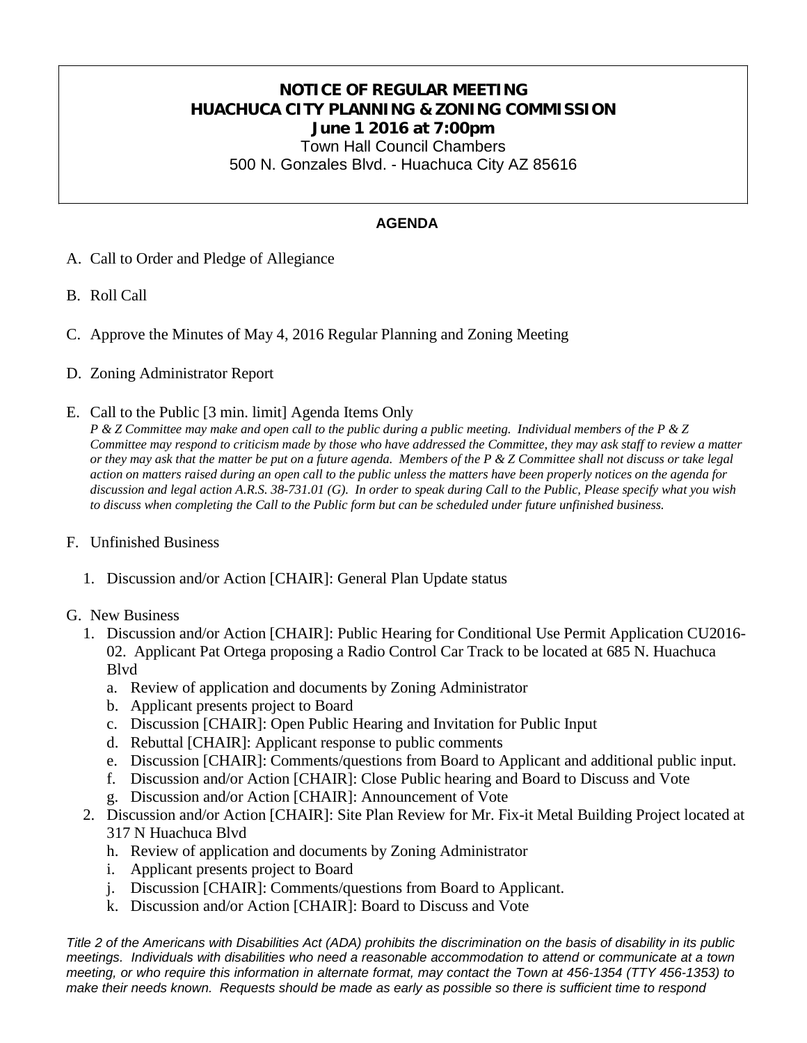# NOTICE OF REGULAR MEETING
# HUACHUCA CITY PLANNING & ZONING COMMISSION
## June 1 2016 at 7:00pm

Town Hall Council Chambers
500 N. Gonzales Blvd. - Huachuca City AZ 85616

**AGENDA**

A. Call to Order and Pledge of Allegiance

B. Roll Call

C. Approve the Minutes of May 4, 2016 Regular Planning and Zoning Meeting

D. Zoning Administrator Report

E. Call to the Public [3 min. limit] Agenda Items Only
*P & Z Committee may make and open call to the public during a public meeting. Individual members of the P & Z Committee may respond to criticism made by those who have addressed the Committee, they may ask staff to review a matter or they may ask that the matter be put on a future agenda. Members of the P & Z Committee shall not discuss or take legal action on matters raised during an open call to the public unless the matters have been properly notices on the agenda for discussion and legal action A.R.S. 38-731.01 (G). In order to speak during Call to the Public, Please specify what you wish to discuss when completing the Call to the Public form but can be scheduled under future unfinished business.*

F. Unfinished Business

1. Discussion and/or Action [CHAIR]: General Plan Update status

G. New Business

1. Discussion and/or Action [CHAIR]: Public Hearing for Conditional Use Permit Application CU2016-02. Applicant Pat Ortega proposing a Radio Control Car Track to be located at 685 N. Huachuca Blvd
   a. Review of application and documents by Zoning Administrator
   b. Applicant presents project to Board
   c. Discussion [CHAIR]: Open Public Hearing and Invitation for Public Input
   d. Rebuttal [CHAIR]: Applicant response to public comments
   e. Discussion [CHAIR]: Comments/questions from Board to Applicant and additional public input.
   f. Discussion and/or Action [CHAIR]: Close Public hearing and Board to Discuss and Vote
   g. Discussion and/or Action [CHAIR]: Announcement of Vote
2. Discussion and/or Action [CHAIR]: Site Plan Review for Mr. Fix-it Metal Building Project located at 317 N Huachuca Blvd
   h. Review of application and documents by Zoning Administrator
   i. Applicant presents project to Board
   j. Discussion [CHAIR]: Comments/questions from Board to Applicant.
   k. Discussion and/or Action [CHAIR]: Board to Discuss and Vote

*Title 2 of the Americans with Disabilities Act (ADA) prohibits the discrimination on the basis of disability in its public meetings. Individuals with disabilities who need a reasonable accommodation to attend or communicate at a town meeting, or who require this information in alternate format, may contact the Town at 456-1354 (TTY 456-1353) to make their needs known. Requests should be made as early as possible so there is sufficient time to respond*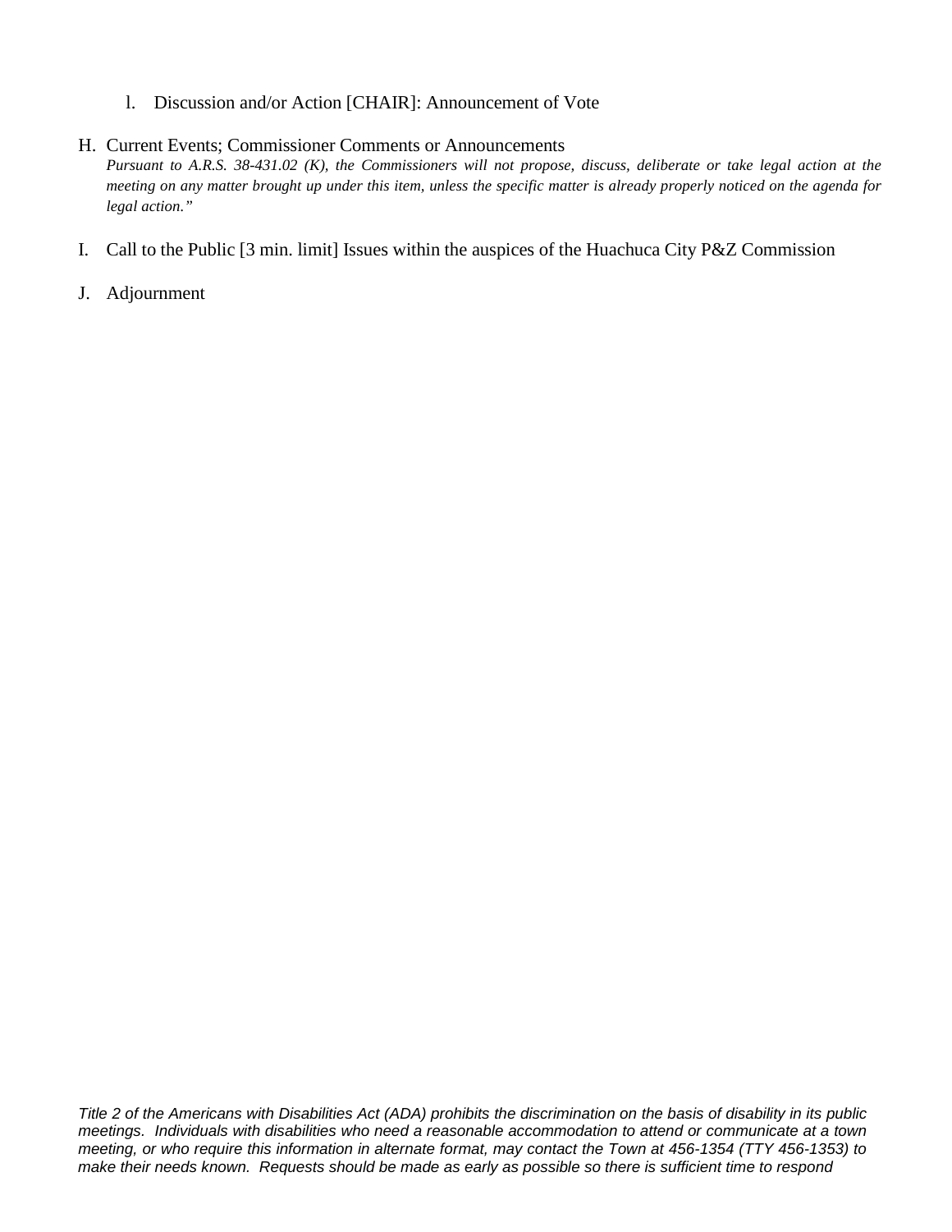l. Discussion and/or Action [CHAIR]: Announcement of Vote

H. Current Events; Commissioner Comments or Announcements

*Pursuant to A.R.S. 38-431.02 (K), the Commissioners will not propose, discuss, deliberate or take legal action at the meeting on any matter brought up under this item, unless the specific matter is already properly noticed on the agenda for legal action."*

I. Call to the Public [3 min. limit] Issues within the auspices of the Huachuca City P&Z Commission

J. Adjournment

*Title 2 of the Americans with Disabilities Act (ADA) prohibits the discrimination on the basis of disability in its public meetings. Individuals with disabilities who need a reasonable accommodation to attend or communicate at a town meeting, or who require this information in alternate format, may contact the Town at 456-1354 (TTY 456-1353) to make their needs known. Requests should be made as early as possible so there is sufficient time to respond*